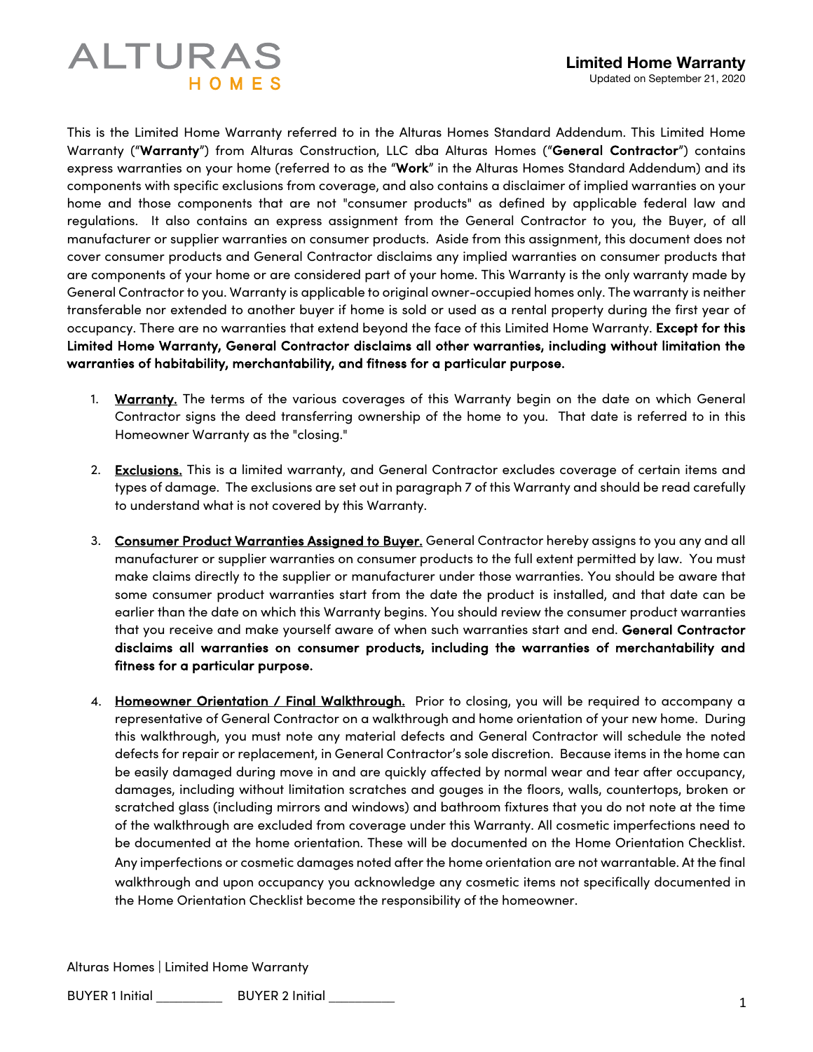# ALTURAS HOMES

## Limited Home Warranty

Updated on September 21, 2020

This is the Limited Home Warranty referred to in the Alturas Homes Standard Addendum. This Limited Home Warranty ("**Warranty**") from Alturas Construction, LLC dba Alturas Homes ("**General Contractor**") contains express warranties on your home (referred to as the "**Work**" in the Alturas Homes Standard Addendum) and its components with specific exclusions from coverage, and also contains a disclaimer of implied warranties on your home and those components that are not "consumer products" as defined by applicable federal law and regulations. It also contains an express assignment from the General Contractor to you, the Buyer, of all manufacturer or supplier warranties on consumer products. Aside from this assignment, this document does not cover consumer products and General Contractor disclaims any implied warranties on consumer products that are components of your home or are considered part of your home. This Warranty is the only warranty made by General Contractor to you. Warranty is applicable to original owner-occupied homes only. The warranty is neither transferable nor extended to another buyer if home is sold or used as a rental property during the first year of occupancy. There are no warranties that extend beyond the face of this Limited Home Warranty. **Except for this Limited Home Warranty, General Contractor disclaims all other warranties, including without limitation the warranties of habitability, merchantability, and fitness for a particular purpose.**

1. **Warranty.** The terms of the various coverages of this Warranty begin on the date on which General Contractor signs the deed transferring ownership of the home to you. That date is referred to in this Homeowner Warranty as the "closing."

2. **Exclusions.** This is a limited warranty, and General Contractor excludes coverage of certain items and types of damage. The exclusions are set out in paragraph 7 of this Warranty and should be read carefully to understand what is not covered by this Warranty.

3. **Consumer Product Warranties Assigned to Buyer.** General Contractor hereby assigns to you any and all manufacturer or supplier warranties on consumer products to the full extent permitted by law. You must make claims directly to the supplier or manufacturer under those warranties. You should be aware that some consumer product warranties start from the date the product is installed, and that date can be earlier than the date on which this Warranty begins. You should review the consumer product warranties that you receive and make yourself aware of when such warranties start and end. **General Contractor disclaims all warranties on consumer products, including the warranties of merchantability and fitness for a particular purpose.**

4. **Homeowner Orientation / Final Walkthrough.** Prior to closing, you will be required to accompany a representative of General Contractor on a walkthrough and home orientation of your new home. During this walkthrough, you must note any material defects and General Contractor will schedule the noted defects for repair or replacement, in General Contractor's sole discretion. Because items in the home can be easily damaged during move in and are quickly affected by normal wear and tear after occupancy, damages, including without limitation scratches and gouges in the floors, walls, countertops, broken or scratched glass (including mirrors and windows) and bathroom fixtures that you do not note at the time of the walkthrough are excluded from coverage under this Warranty. All cosmetic imperfections need to be documented at the home orientation. These will be documented on the Home Orientation Checklist. Any imperfections or cosmetic damages noted after the home orientation are not warrantable. At the final walkthrough and upon occupancy you acknowledge any cosmetic items not specifically documented in the Home Orientation Checklist become the responsibility of the homeowner.

Alturas Homes | Limited Home Warranty

BUYER 1 Initial _________ BUYER 2 Initial _________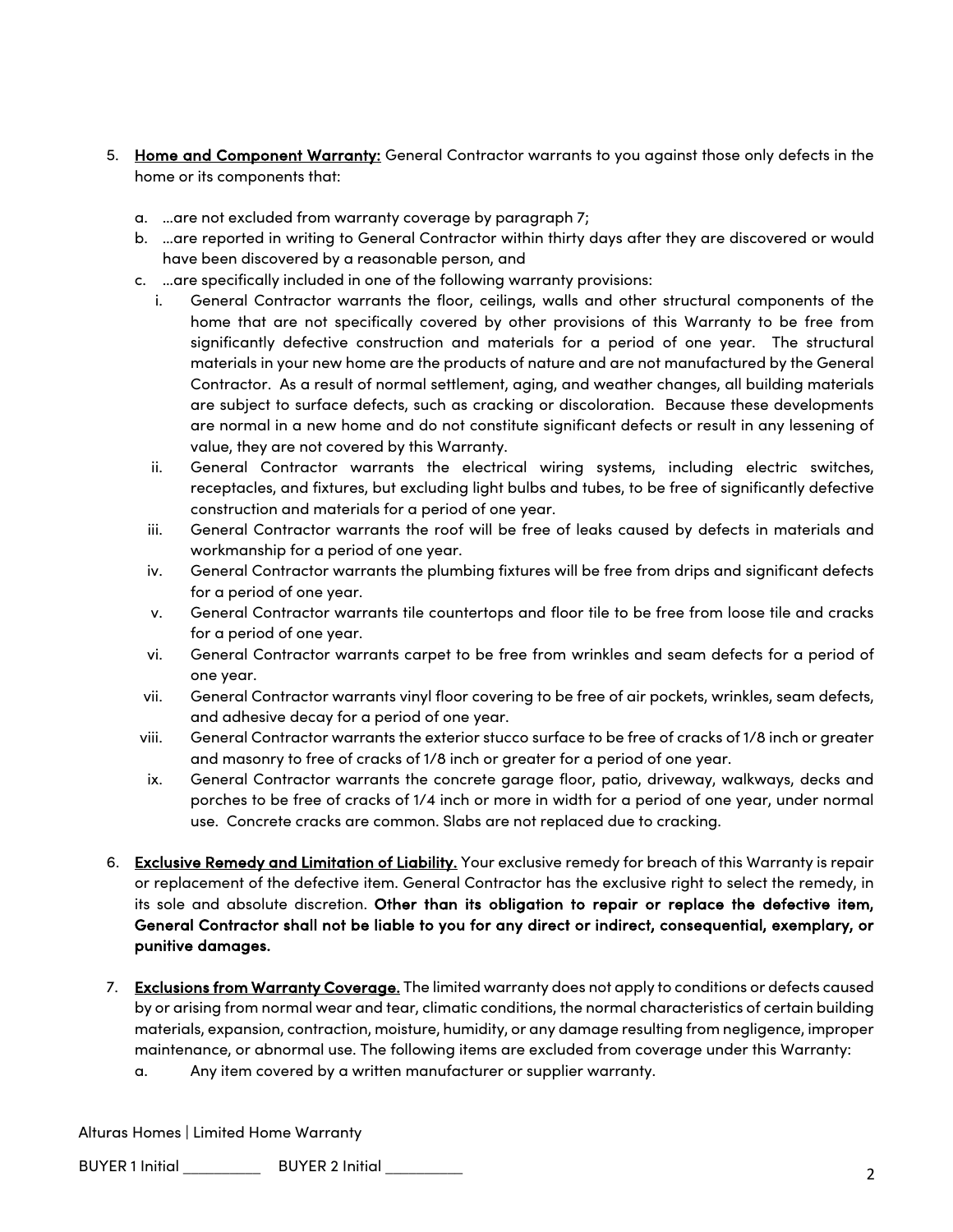5. **Home and Component Warranty:** General Contractor warrants to you against those only defects in the home or its components that:

   a. …are not excluded from warranty coverage by paragraph 7;
   b. …are reported in writing to General Contractor within thirty days after they are discovered or would have been discovered by a reasonable person, and
   c. …are specifically included in one of the following warranty provisions:
      i. General Contractor warrants the floor, ceilings, walls and other structural components of the home that are not specifically covered by other provisions of this Warranty to be free from significantly defective construction and materials for a period of one year. The structural materials in your new home are the products of nature and are not manufactured by the General Contractor. As a result of normal settlement, aging, and weather changes, all building materials are subject to surface defects, such as cracking or discoloration. Because these developments are normal in a new home and do not constitute significant defects or result in any lessening of value, they are not covered by this Warranty.
      ii. General Contractor warrants the electrical wiring systems, including electric switches, receptacles, and fixtures, but excluding light bulbs and tubes, to be free of significantly defective construction and materials for a period of one year.
      iii. General Contractor warrants the roof will be free of leaks caused by defects in materials and workmanship for a period of one year.
      iv. General Contractor warrants the plumbing fixtures will be free from drips and significant defects for a period of one year.
      v. General Contractor warrants tile countertops and floor tile to be free from loose tile and cracks for a period of one year.
      vi. General Contractor warrants carpet to be free from wrinkles and seam defects for a period of one year.
      vii. General Contractor warrants vinyl floor covering to be free of air pockets, wrinkles, seam defects, and adhesive decay for a period of one year.
      viii. General Contractor warrants the exterior stucco surface to be free of cracks of 1/8 inch or greater and masonry to free of cracks of 1/8 inch or greater for a period of one year.
      ix. General Contractor warrants the concrete garage floor, patio, driveway, walkways, decks and porches to be free of cracks of 1/4 inch or more in width for a period of one year, under normal use. Concrete cracks are common. Slabs are not replaced due to cracking.

6. **Exclusive Remedy and Limitation of Liability.** Your exclusive remedy for breach of this Warranty is repair or replacement of the defective item. General Contractor has the exclusive right to select the remedy, in its sole and absolute discretion. **Other than its obligation to repair or replace the defective item, General Contractor shall not be liable to you for any direct or indirect, consequential, exemplary, or punitive damages.**

7. **Exclusions from Warranty Coverage.** The limited warranty does not apply to conditions or defects caused by or arising from normal wear and tear, climatic conditions, the normal characteristics of certain building materials, expansion, contraction, moisture, humidity, or any damage resulting from negligence, improper maintenance, or abnormal use. The following items are excluded from coverage under this Warranty:
   a. Any item covered by a written manufacturer or supplier warranty.

Alturas Homes | Limited Home Warranty

BUYER 1 Initial _________ BUYER 2 Initial _________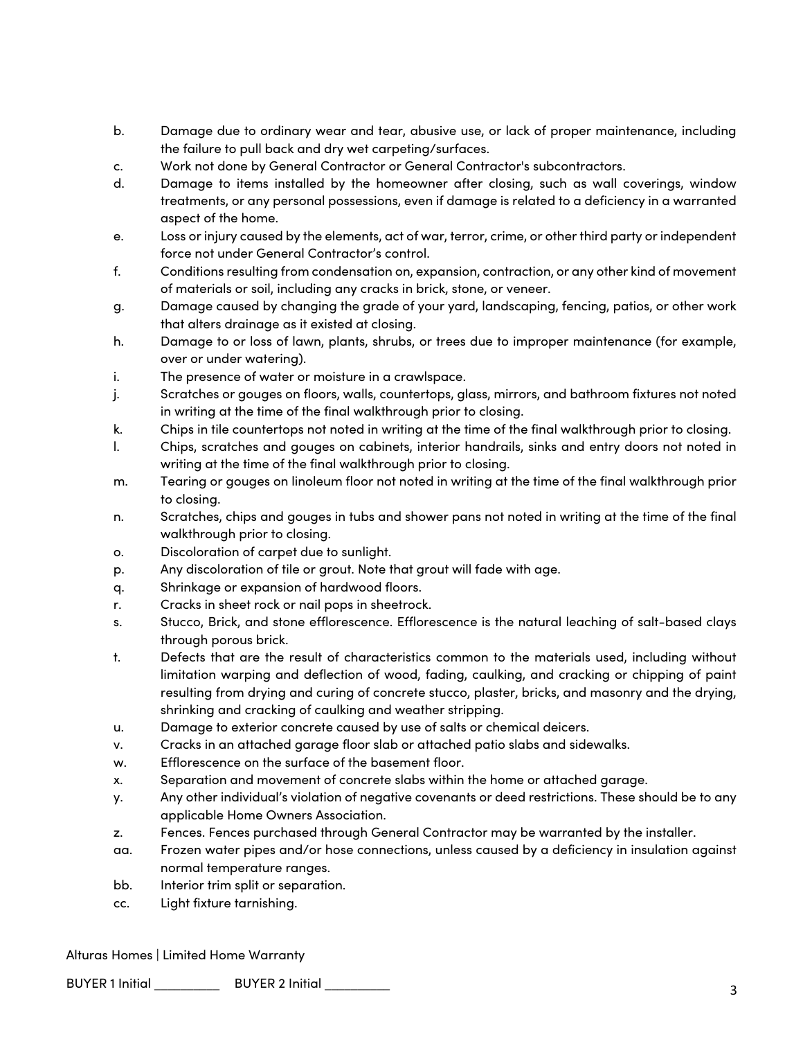b. Damage due to ordinary wear and tear, abusive use, or lack of proper maintenance, including the failure to pull back and dry wet carpeting/surfaces.
c. Work not done by General Contractor or General Contractor's subcontractors.
d. Damage to items installed by the homeowner after closing, such as wall coverings, window treatments, or any personal possessions, even if damage is related to a deficiency in a warranted aspect of the home.
e. Loss or injury caused by the elements, act of war, terror, crime, or other third party or independent force not under General Contractor's control.
f. Conditions resulting from condensation on, expansion, contraction, or any other kind of movement of materials or soil, including any cracks in brick, stone, or veneer.
g. Damage caused by changing the grade of your yard, landscaping, fencing, patios, or other work that alters drainage as it existed at closing.
h. Damage to or loss of lawn, plants, shrubs, or trees due to improper maintenance (for example, over or under watering).
i. The presence of water or moisture in a crawlspace.
j. Scratches or gouges on floors, walls, countertops, glass, mirrors, and bathroom fixtures not noted in writing at the time of the final walkthrough prior to closing.
k. Chips in tile countertops not noted in writing at the time of the final walkthrough prior to closing.
l. Chips, scratches and gouges on cabinets, interior handrails, sinks and entry doors not noted in writing at the time of the final walkthrough prior to closing.
m. Tearing or gouges on linoleum floor not noted in writing at the time of the final walkthrough prior to closing.
n. Scratches, chips and gouges in tubs and shower pans not noted in writing at the time of the final walkthrough prior to closing.
o. Discoloration of carpet due to sunlight.
p. Any discoloration of tile or grout. Note that grout will fade with age.
q. Shrinkage or expansion of hardwood floors.
r. Cracks in sheet rock or nail pops in sheetrock.
s. Stucco, Brick, and stone efflorescence. Efflorescence is the natural leaching of salt-based clays through porous brick.
t. Defects that are the result of characteristics common to the materials used, including without limitation warping and deflection of wood, fading, caulking, and cracking or chipping of paint resulting from drying and curing of concrete stucco, plaster, bricks, and masonry and the drying, shrinking and cracking of caulking and weather stripping.
u. Damage to exterior concrete caused by use of salts or chemical deicers.
v. Cracks in an attached garage floor slab or attached patio slabs and sidewalks.
w. Efflorescence on the surface of the basement floor.
x. Separation and movement of concrete slabs within the home or attached garage.
y. Any other individual's violation of negative covenants or deed restrictions. These should be to any applicable Home Owners Association.
z. Fences. Fences purchased through General Contractor may be warranted by the installer.
aa. Frozen water pipes and/or hose connections, unless caused by a deficiency in insulation against normal temperature ranges.
bb. Interior trim split or separation.
cc. Light fixture tarnishing.

Alturas Homes | Limited Home Warranty

BUYER 1 Initial _________ BUYER 2 Initial _________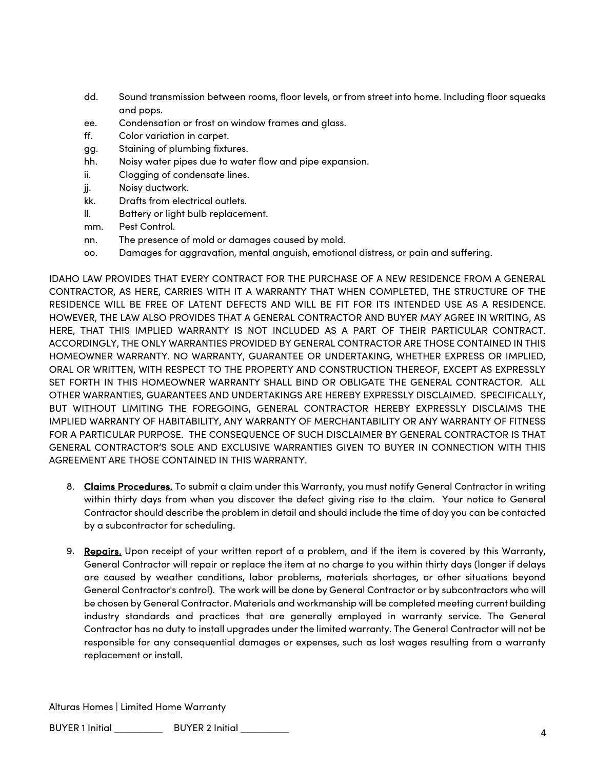dd. Sound transmission between rooms, floor levels, or from street into home. Including floor squeaks and pops.
ee. Condensation or frost on window frames and glass.
ff. Color variation in carpet.
gg. Staining of plumbing fixtures.
hh. Noisy water pipes due to water flow and pipe expansion.
ii. Clogging of condensate lines.
jj. Noisy ductwork.
kk. Drafts from electrical outlets.
ll. Battery or light bulb replacement.
mm. Pest Control.
nn. The presence of mold or damages caused by mold.
oo. Damages for aggravation, mental anguish, emotional distress, or pain and suffering.

IDAHO LAW PROVIDES THAT EVERY CONTRACT FOR THE PURCHASE OF A NEW RESIDENCE FROM A GENERAL CONTRACTOR, AS HERE, CARRIES WITH IT A WARRANTY THAT WHEN COMPLETED, THE STRUCTURE OF THE RESIDENCE WILL BE FREE OF LATENT DEFECTS AND WILL BE FIT FOR ITS INTENDED USE AS A RESIDENCE. HOWEVER, THE LAW ALSO PROVIDES THAT A GENERAL CONTRACTOR AND BUYER MAY AGREE IN WRITING, AS HERE, THAT THIS IMPLIED WARRANTY IS NOT INCLUDED AS A PART OF THEIR PARTICULAR CONTRACT. ACCORDINGLY, THE ONLY WARRANTIES PROVIDED BY GENERAL CONTRACTOR ARE THOSE CONTAINED IN THIS HOMEOWNER WARRANTY. NO WARRANTY, GUARANTEE OR UNDERTAKING, WHETHER EXPRESS OR IMPLIED, ORAL OR WRITTEN, WITH RESPECT TO THE PROPERTY AND CONSTRUCTION THEREOF, EXCEPT AS EXPRESSLY SET FORTH IN THIS HOMEOWNER WARRANTY SHALL BIND OR OBLIGATE THE GENERAL CONTRACTOR. ALL OTHER WARRANTIES, GUARANTEES AND UNDERTAKINGS ARE HEREBY EXPRESSLY DISCLAIMED. SPECIFICALLY, BUT WITHOUT LIMITING THE FOREGOING, GENERAL CONTRACTOR HEREBY EXPRESSLY DISCLAIMS THE IMPLIED WARRANTY OF HABITABILITY, ANY WARRANTY OF MERCHANTABILITY OR ANY WARRANTY OF FITNESS FOR A PARTICULAR PURPOSE. THE CONSEQUENCE OF SUCH DISCLAIMER BY GENERAL CONTRACTOR IS THAT GENERAL CONTRACTOR'S SOLE AND EXCLUSIVE WARRANTIES GIVEN TO BUYER IN CONNECTION WITH THIS AGREEMENT ARE THOSE CONTAINED IN THIS WARRANTY.

8. **Claims Procedures.** To submit a claim under this Warranty, you must notify General Contractor in writing within thirty days from when you discover the defect giving rise to the claim. Your notice to General Contractor should describe the problem in detail and should include the time of day you can be contacted by a subcontractor for scheduling.

9. **Repairs.** Upon receipt of your written report of a problem, and if the item is covered by this Warranty, General Contractor will repair or replace the item at no charge to you within thirty days (longer if delays are caused by weather conditions, labor problems, materials shortages, or other situations beyond General Contractor's control). The work will be done by General Contractor or by subcontractors who will be chosen by General Contractor. Materials and workmanship will be completed meeting current building industry standards and practices that are generally employed in warranty service. The General Contractor has no duty to install upgrades under the limited warranty. The General Contractor will not be responsible for any consequential damages or expenses, such as lost wages resulting from a warranty replacement or install.

BUYER 1 Initial _________ BUYER 2 Initial _________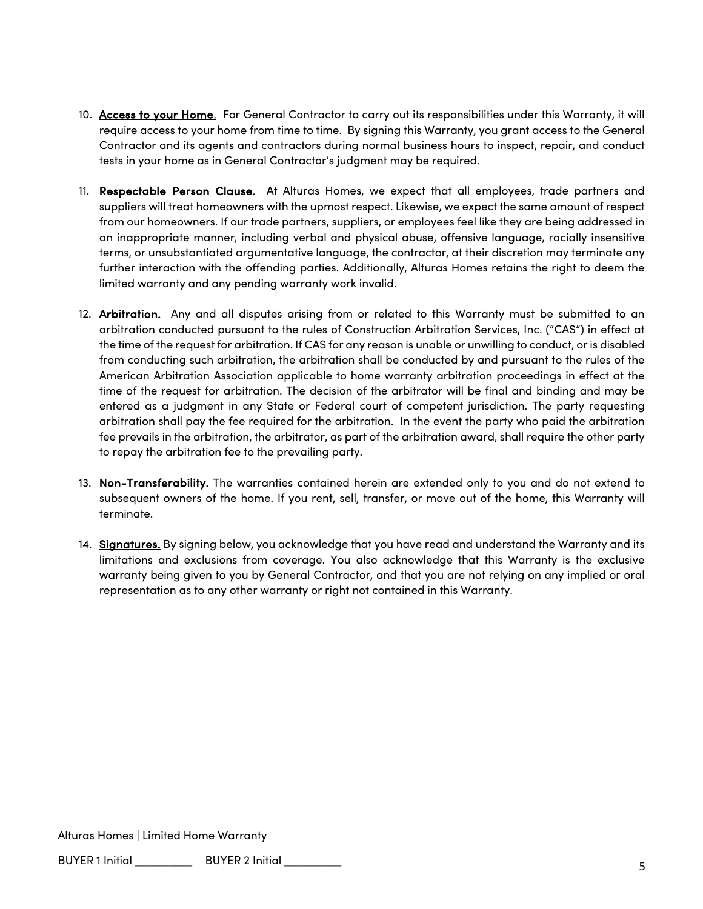10. **Access to your Home.** For General Contractor to carry out its responsibilities under this Warranty, it will require access to your home from time to time. By signing this Warranty, you grant access to the General Contractor and its agents and contractors during normal business hours to inspect, repair, and conduct tests in your home as in General Contractor's judgment may be required.

11. **Respectable Person Clause.** At Alturas Homes, we expect that all employees, trade partners and suppliers will treat homeowners with the upmost respect. Likewise, we expect the same amount of respect from our homeowners. If our trade partners, suppliers, or employees feel like they are being addressed in an inappropriate manner, including verbal and physical abuse, offensive language, racially insensitive terms, or unsubstantiated argumentative language, the contractor, at their discretion may terminate any further interaction with the offending parties. Additionally, Alturas Homes retains the right to deem the limited warranty and any pending warranty work invalid.

12. **Arbitration.** Any and all disputes arising from or related to this Warranty must be submitted to an arbitration conducted pursuant to the rules of Construction Arbitration Services, Inc. ("CAS") in effect at the time of the request for arbitration. If CAS for any reason is unable or unwilling to conduct, or is disabled from conducting such arbitration, the arbitration shall be conducted by and pursuant to the rules of the American Arbitration Association applicable to home warranty arbitration proceedings in effect at the time of the request for arbitration. The decision of the arbitrator will be final and binding and may be entered as a judgment in any State or Federal court of competent jurisdiction. The party requesting arbitration shall pay the fee required for the arbitration. In the event the party who paid the arbitration fee prevails in the arbitration, the arbitrator, as part of the arbitration award, shall require the other party to repay the arbitration fee to the prevailing party.

13. **Non-Transferability.** The warranties contained herein are extended only to you and do not extend to subsequent owners of the home. If you rent, sell, transfer, or move out of the home, this Warranty will terminate.

14. **Signatures.** By signing below, you acknowledge that you have read and understand the Warranty and its limitations and exclusions from coverage. You also acknowledge that this Warranty is the exclusive warranty being given to you by General Contractor, and that you are not relying on any implied or oral representation as to any other warranty or right not contained in this Warranty.

BUYER 1 Initial __________ BUYER 2 Initial __________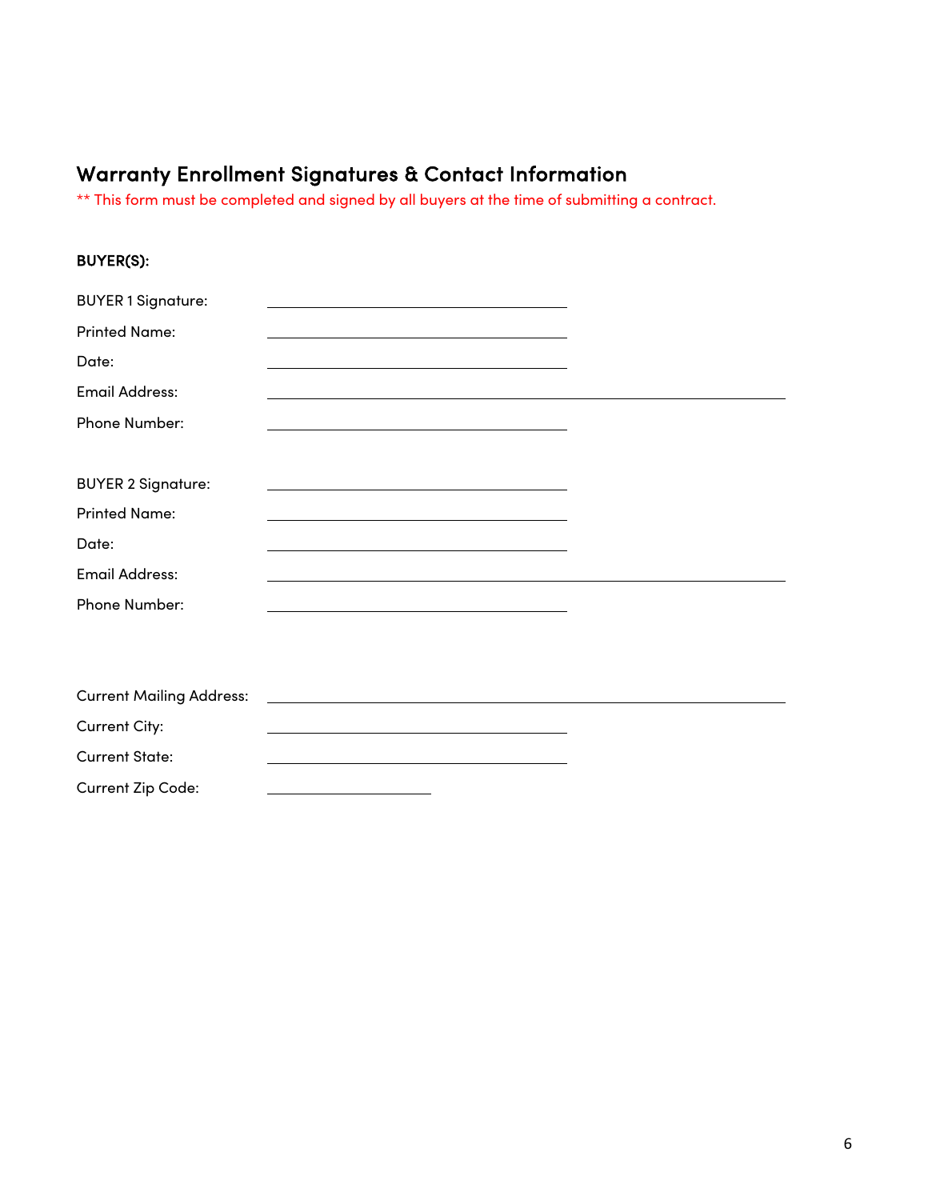## Warranty Enrollment Signatures & Contact Information

** This form must be completed and signed by all buyers at the time of submitting a contract.

**BUYER(S):**

BUYER 1 Signature: ______________________________

Printed Name: ______________________________

Date: ______________________________

Email Address: ____________________________________________________

Phone Number: ______________________________

BUYER 2 Signature: ______________________________

Printed Name: ______________________________

Date: ______________________________

Email Address: ____________________________________________________

Phone Number: ______________________________

Current Mailing Address: ____________________________________________________

Current City: ______________________________

Current State: ______________________________

Current Zip Code: ________________